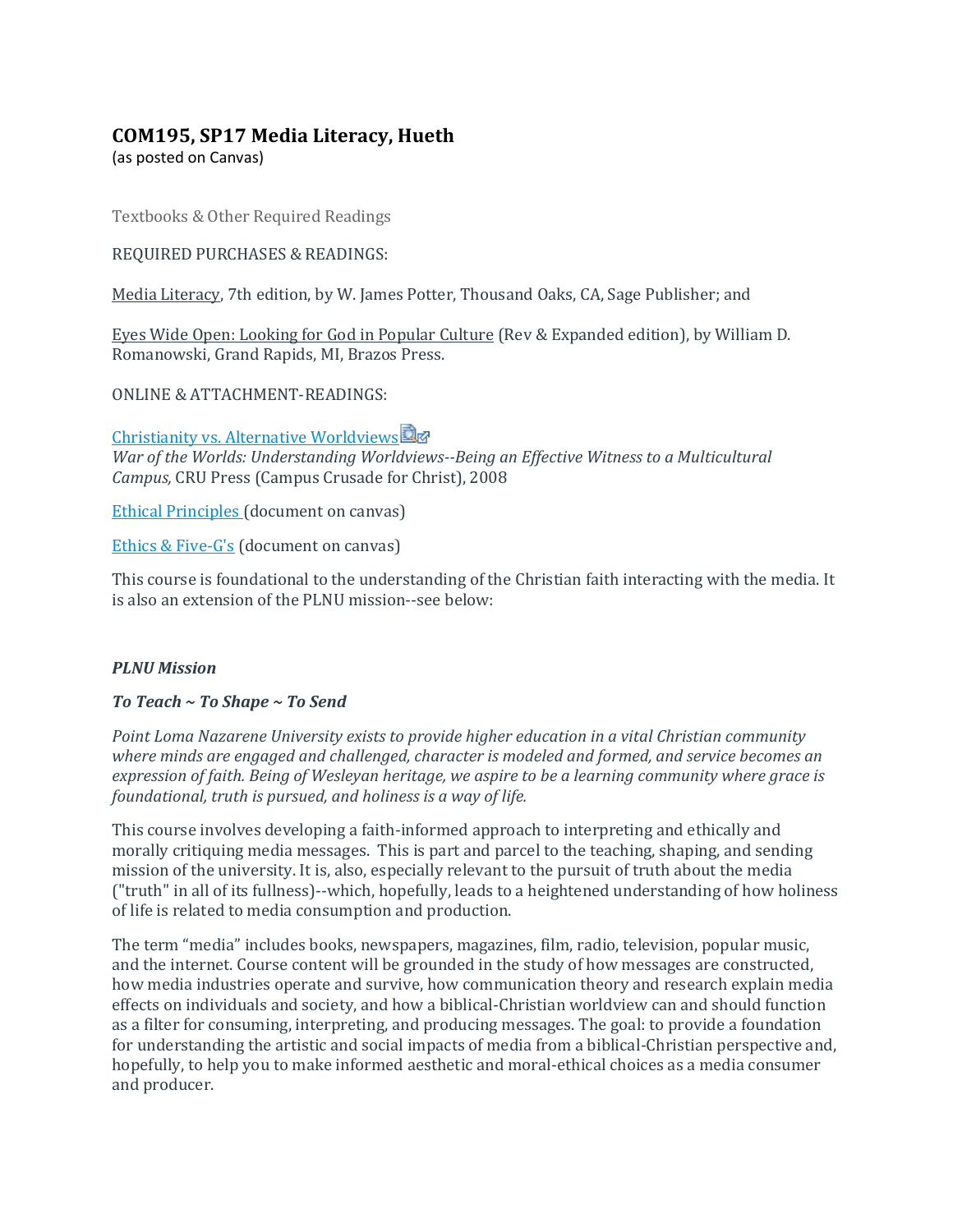# COM195, SP17 Media Literacy, Hueth

(as posted on Canvas)

Textbooks & Other Required Readings

REQUIRED PURCHASES & READINGS:

Media Literacy, 7th edition, by W. James Potter, Thousand Oaks, CA, Sage Publisher; and

Eyes Wide Open: Looking for God in Popular Culture (Rev & Expanded edition), by William D. Romanowski, Grand Rapids, MI, Brazos Press.

ONLINE & ATTACHMENT-READINGS:

Christianity vs. Alternative Worldviews
*War of the Worlds: Understanding Worldviews--Being an Effective Witness to a Multicultural Campus,* CRU Press (Campus Crusade for Christ), 2008

Ethical Principles (document on canvas)

Ethics & Five-G's (document on canvas)

This course is foundational to the understanding of the Christian faith interacting with the media. It is also an extension of the PLNU mission--see below:

***PLNU Mission***

***To Teach ~ To Shape ~ To Send***

*Point Loma Nazarene University exists to provide higher education in a vital Christian community where minds are engaged and challenged, character is modeled and formed, and service becomes an expression of faith. Being of Wesleyan heritage, we aspire to be a learning community where grace is foundational, truth is pursued, and holiness is a way of life.*

This course involves developing a faith-informed approach to interpreting and ethically and morally critiquing media messages. This is part and parcel to the teaching, shaping, and sending mission of the university. It is, also, especially relevant to the pursuit of truth about the media ("truth" in all of its fullness)--which, hopefully, leads to a heightened understanding of how holiness of life is related to media consumption and production.

The term "media" includes books, newspapers, magazines, film, radio, television, popular music, and the internet. Course content will be grounded in the study of how messages are constructed, how media industries operate and survive, how communication theory and research explain media effects on individuals and society, and how a biblical-Christian worldview can and should function as a filter for consuming, interpreting, and producing messages. The goal: to provide a foundation for understanding the artistic and social impacts of media from a biblical-Christian perspective and, hopefully, to help you to make informed aesthetic and moral-ethical choices as a media consumer and producer.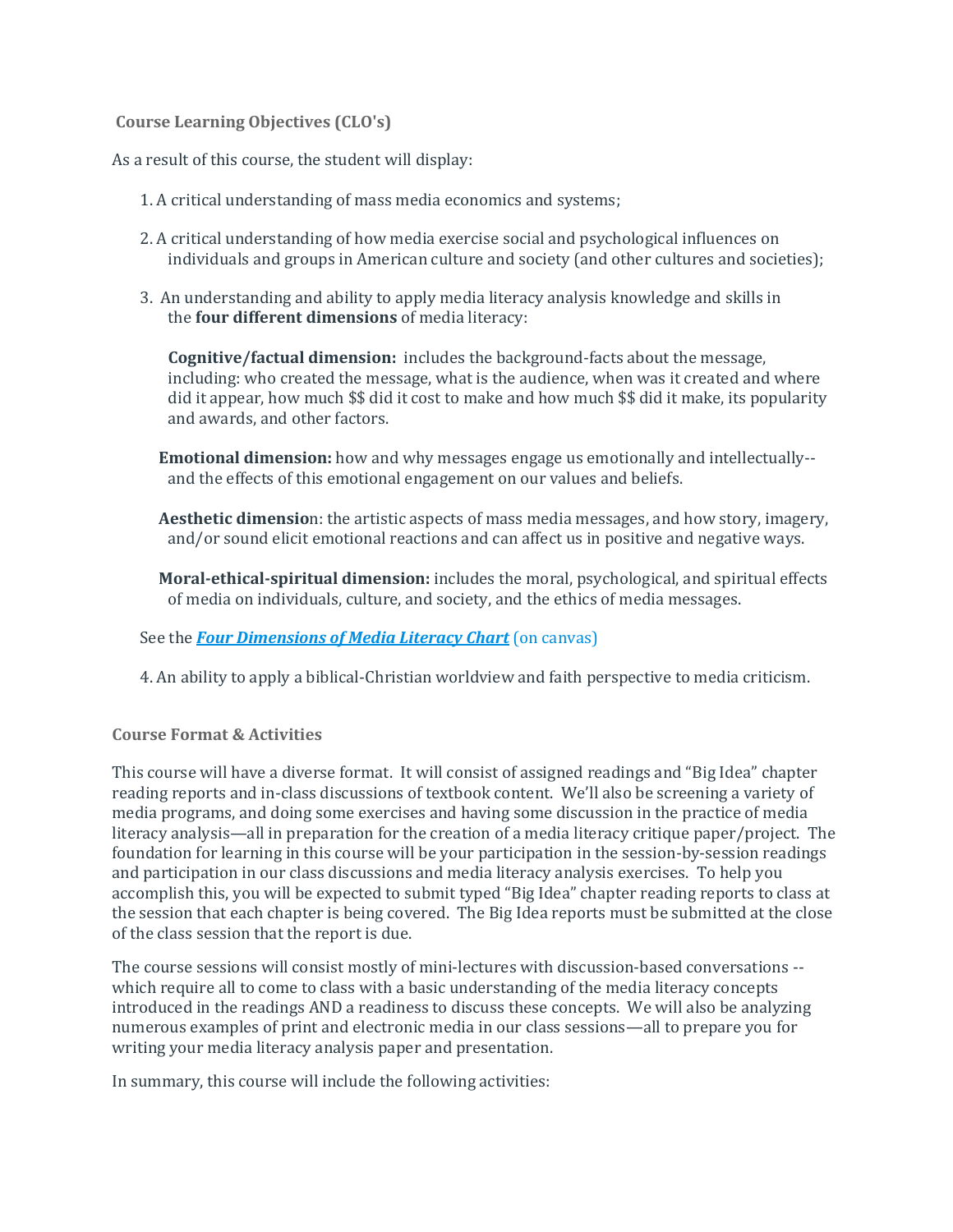**Course Learning Objectives (CLO's)**

As a result of this course, the student will display:

1. A critical understanding of mass media economics and systems;

2. A critical understanding of how media exercise social and psychological influences on individuals and groups in American culture and society (and other cultures and societies);

3. An understanding and ability to apply media literacy analysis knowledge and skills in the **four different dimensions** of media literacy:

   **Cognitive/factual dimension:** includes the background-facts about the message, including: who created the message, what is the audience, when was it created and where did it appear, how much $$ did it cost to make and how much $$ did it make, its popularity and awards, and other factors.

   **Emotional dimension:** how and why messages engage us emotionally and intellectually--and the effects of this emotional engagement on our values and beliefs.

   **Aesthetic dimensio**n: the artistic aspects of mass media messages, and how story, imagery, and/or sound elicit emotional reactions and can affect us in positive and negative ways.

   **Moral-ethical-spiritual dimension:** includes the moral, psychological, and spiritual effects of media on individuals, culture, and society, and the ethics of media messages.

   See the ***Four Dimensions of Media Literacy Chart*** (on canvas)

4. An ability to apply a biblical-Christian worldview and faith perspective to media criticism.

**Course Format & Activities**

This course will have a diverse format. It will consist of assigned readings and "Big Idea" chapter reading reports and in-class discussions of textbook content. We'll also be screening a variety of media programs, and doing some exercises and having some discussion in the practice of media literacy analysis—all in preparation for the creation of a media literacy critique paper/project. The foundation for learning in this course will be your participation in the session-by-session readings and participation in our class discussions and media literacy analysis exercises. To help you accomplish this, you will be expected to submit typed "Big Idea" chapter reading reports to class at the session that each chapter is being covered. The Big Idea reports must be submitted at the close of the class session that the report is due.

The course sessions will consist mostly of mini-lectures with discussion-based conversations -- which require all to come to class with a basic understanding of the media literacy concepts introduced in the readings AND a readiness to discuss these concepts. We will also be analyzing numerous examples of print and electronic media in our class sessions—all to prepare you for writing your media literacy analysis paper and presentation.

In summary, this course will include the following activities: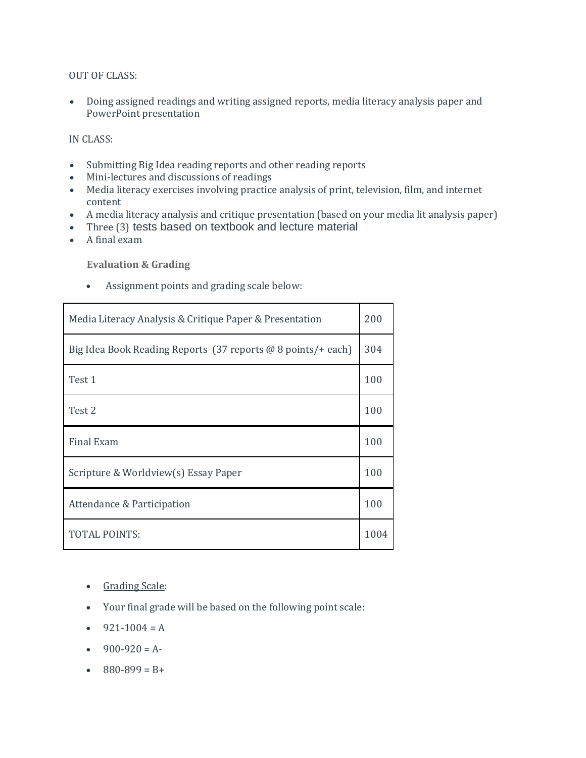OUT OF CLASS:

- Doing assigned readings and writing assigned reports, media literacy analysis paper and PowerPoint presentation

IN CLASS:

- Submitting Big Idea reading reports and other reading reports
- Mini-lectures and discussions of readings
- Media literacy exercises involving practice analysis of print, television, film, and internet content
- A media literacy analysis and critique presentation (based on your media lit analysis paper)
- Three (3) tests based on textbook and lecture material
- A final exam

**Evaluation & Grading**

- Assignment points and grading scale below:

| | |
|---|---|
| Media Literacy Analysis & Critique Paper & Presentation | 200 |
| Big Idea Book Reading Reports (37 reports @ 8 points/+ each) | 304 |
| Test 1 | 100 |
| Test 2 | 100 |
| Final Exam | 100 |
| Scripture & Worldview(s) Essay Paper | 100 |
| Attendance & Participation | 100 |
| TOTAL POINTS: | 1004 |

- Grading Scale:
- Your final grade will be based on the following point scale:
- 921-1004 = A
- 900-920 = A-
- 880-899 = B+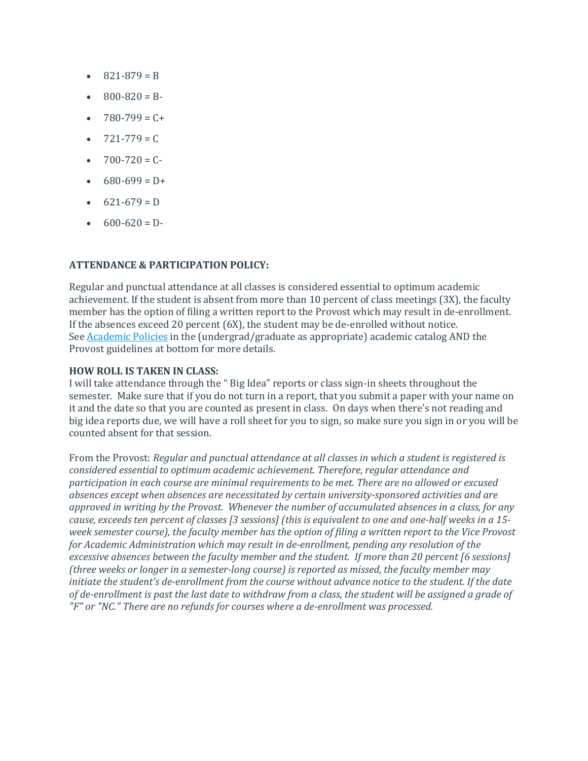- 821-879 = B
- 800-820 = B-
- 780-799 = C+
- 721-779 = C
- 700-720 = C-
- 680-699 = D+
- 621-679 = D
- 600-620 = D-

**ATTENDANCE & PARTICIPATION POLICY:**

Regular and punctual attendance at all classes is considered essential to optimum academic achievement. If the student is absent from more than 10 percent of class meetings (3X), the faculty member has the option of filing a written report to the Provost which may result in de-enrollment. If the absences exceed 20 percent (6X), the student may be de-enrolled without notice. See Academic Policies in the (undergrad/graduate as appropriate) academic catalog AND the Provost guidelines at bottom for more details.

**HOW ROLL IS TAKEN IN CLASS:**
I will take attendance through the " Big Idea" reports or class sign-in sheets throughout the semester. Make sure that if you do not turn in a report, that you submit a paper with your name on it and the date so that you are counted as present in class. On days when there's not reading and big idea reports due, we will have a roll sheet for you to sign, so make sure you sign in or you will be counted absent for that session.

From the Provost: *Regular and punctual attendance at all classes in which a student is registered is considered essential to optimum academic achievement. Therefore, regular attendance and participation in each course are minimal requirements to be met. There are no allowed or excused absences except when absences are necessitated by certain university-sponsored activities and are approved in writing by the Provost. Whenever the number of accumulated absences in a class, for any cause, exceeds ten percent of classes [3 sessions] (this is equivalent to one and one-half weeks in a 15-week semester course), the faculty member has the option of filing a written report to the Vice Provost for Academic Administration which may result in de-enrollment, pending any resolution of the excessive absences between the faculty member and the student. If more than 20 percent [6 sessions] (three weeks or longer in a semester-long course) is reported as missed, the faculty member may initiate the student's de-enrollment from the course without advance notice to the student. If the date of de-enrollment is past the last date to withdraw from a class, the student will be assigned a grade of "F" or "NC." There are no refunds for courses where a de-enrollment was processed.*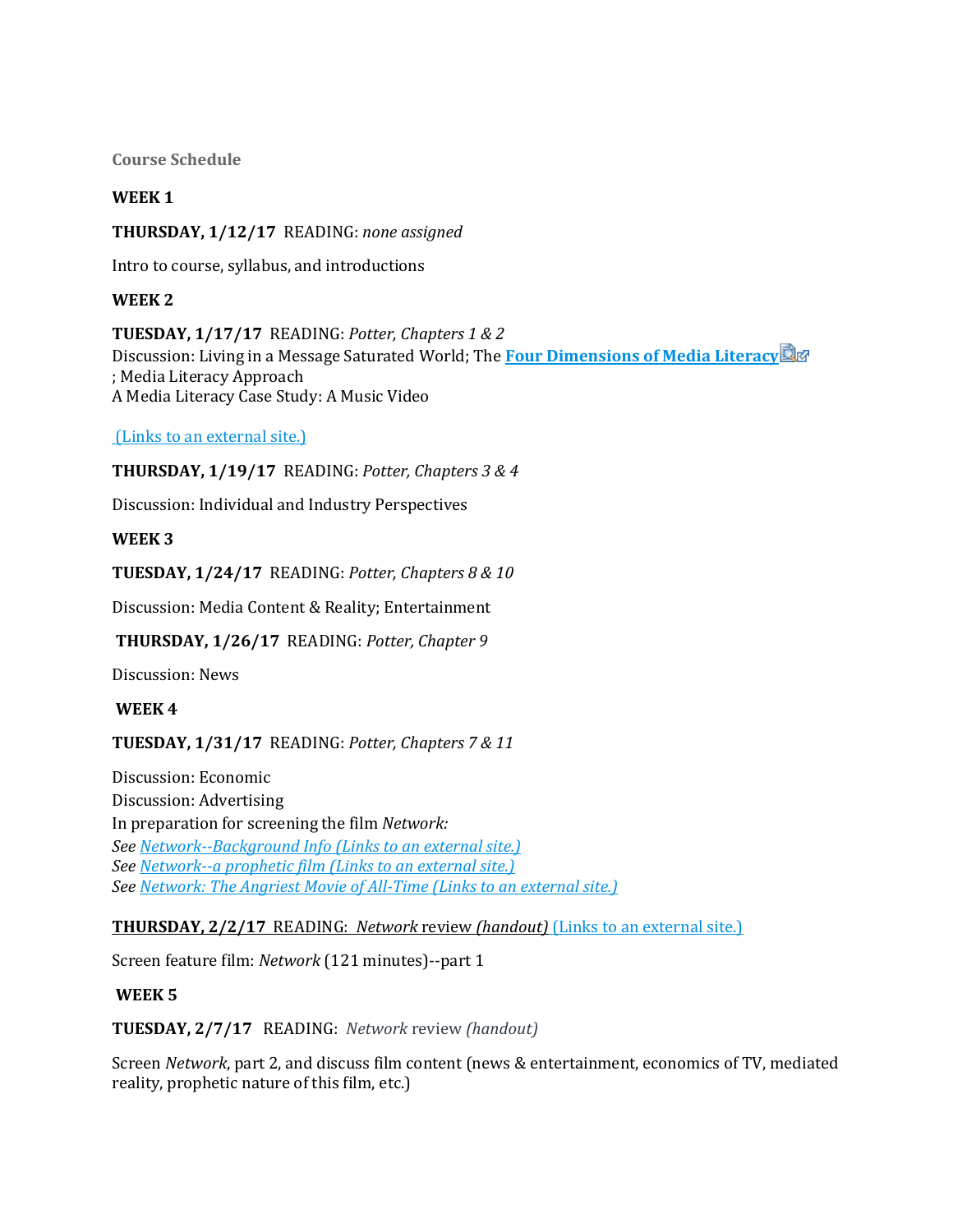## Course Schedule

**WEEK 1**

**THURSDAY, 1/12/17** READING: *none assigned*

Intro to course, syllabus, and introductions

**WEEK 2**

**TUESDAY, 1/17/17** READING: *Potter, Chapters 1 & 2*
Discussion: Living in a Message Saturated World; The **Four Dimensions of Media Literacy**
; Media Literacy Approach
A Media Literacy Case Study: A Music Video

(Links to an external site.)

**THURSDAY, 1/19/17** READING: *Potter, Chapters 3 & 4*

Discussion: Individual and Industry Perspectives

**WEEK 3**

**TUESDAY, 1/24/17** READING: *Potter, Chapters 8 & 10*

Discussion: Media Content & Reality; Entertainment

**THURSDAY, 1/26/17** READING: *Potter, Chapter 9*

Discussion: News

**WEEK 4**

**TUESDAY, 1/31/17** READING: *Potter, Chapters 7 & 11*

Discussion: Economic
Discussion: Advertising
In preparation for screening the film *Network:*
*See Network--Background Info (Links to an external site.)*
*See Network--a prophetic film (Links to an external site.)*
*See Network: The Angriest Movie of All-Time (Links to an external site.)*

**THURSDAY, 2/2/17** READING: *Network* review *(handout)* (Links to an external site.)

Screen feature film: *Network* (121 minutes)--part 1

**WEEK 5**

**TUESDAY, 2/7/17** READING: *Network* review *(handout)*

Screen *Network*, part 2, and discuss film content (news & entertainment, economics of TV, mediated reality, prophetic nature of this film, etc.)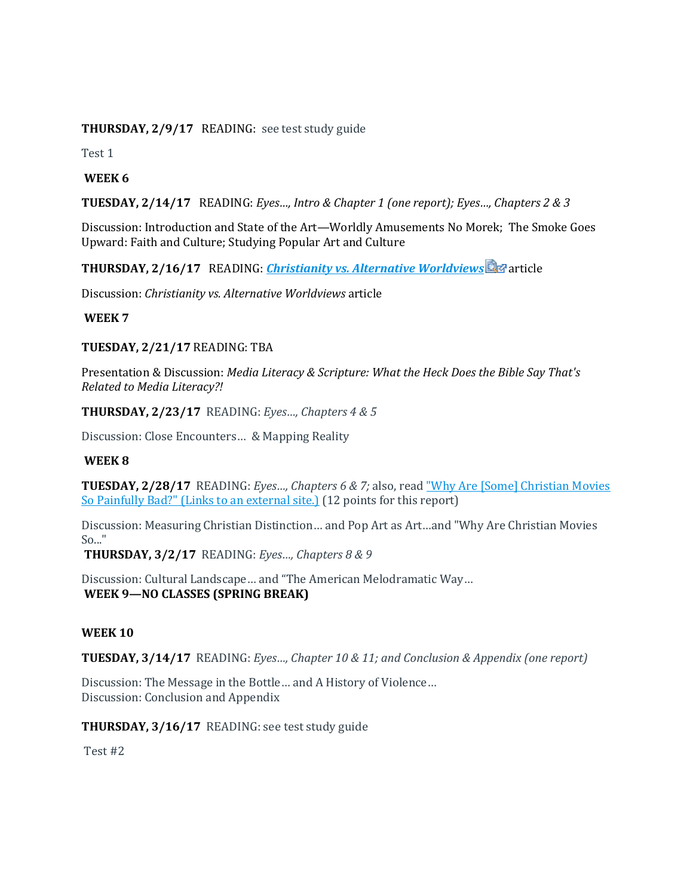**THURSDAY, 2/9/17** READING: see test study guide

Test 1

**WEEK 6**

**TUESDAY, 2/14/17** READING: *Eyes…, Intro & Chapter 1 (one report); Eyes…, Chapters 2 & 3*

Discussion: Introduction and State of the Art—Worldly Amusements No Morek; The Smoke Goes Upward: Faith and Culture; Studying Popular Art and Culture

**THURSDAY, 2/16/17** READING: ***Christianity vs. Alternative Worldviews*** article

Discussion: *Christianity vs. Alternative Worldviews* article

**WEEK 7**

**TUESDAY, 2/21/17** READING: TBA

Presentation & Discussion: *Media Literacy & Scripture: What the Heck Does the Bible Say That's Related to Media Literacy?!*

**THURSDAY, 2/23/17** READING: *Eyes…, Chapters 4 & 5*

Discussion: Close Encounters… & Mapping Reality

**WEEK 8**

**TUESDAY, 2/28/17** READING: *Eyes…, Chapters 6 & 7;* also, read "Why Are [Some] Christian Movies So Painfully Bad?" (Links to an external site.) (12 points for this report)

Discussion: Measuring Christian Distinction… and Pop Art as Art…and "Why Are Christian Movies So…"

**THURSDAY, 3/2/17** READING: *Eyes…, Chapters 8 & 9*

Discussion: Cultural Landscape… and "The American Melodramatic Way…

**WEEK 9—NO CLASSES (SPRING BREAK)**

**WEEK 10**

**TUESDAY, 3/14/17** READING: *Eyes…, Chapter 10 & 11; and Conclusion & Appendix (one report)*

Discussion: The Message in the Bottle… and A History of Violence…
Discussion: Conclusion and Appendix

**THURSDAY, 3/16/17** READING: see test study guide

Test #2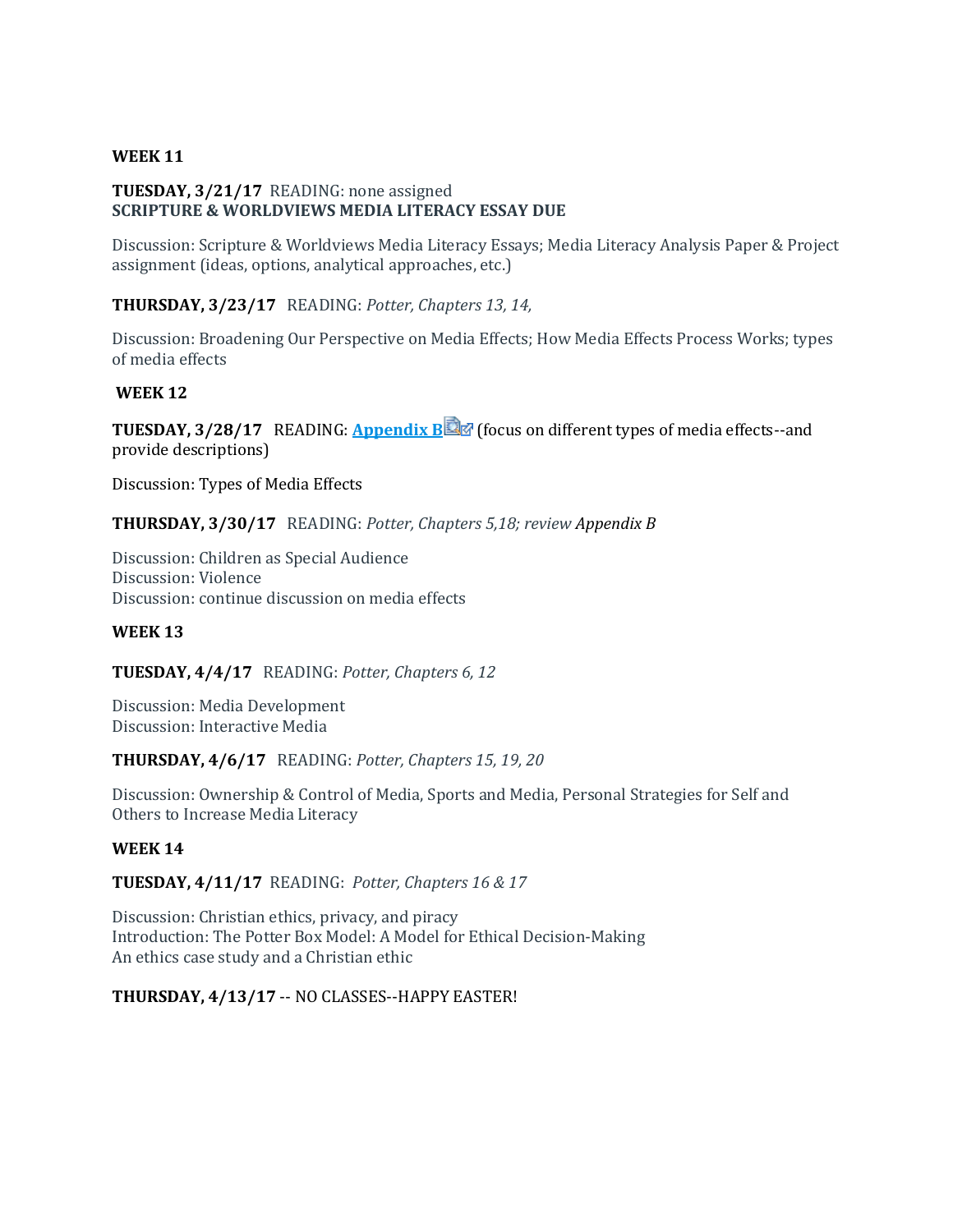**WEEK 11**

**TUESDAY, 3/21/17** READING: none assigned
**SCRIPTURE & WORLDVIEWS MEDIA LITERACY ESSAY DUE**

Discussion: Scripture & Worldviews Media Literacy Essays; Media Literacy Analysis Paper & Project assignment (ideas, options, analytical approaches, etc.)

**THURSDAY, 3/23/17** READING: *Potter, Chapters 13, 14,*

Discussion: Broadening Our Perspective on Media Effects; How Media Effects Process Works; types of media effects

**WEEK 12**

**TUESDAY, 3/28/17** READING: **Appendix B** (focus on different types of media effects--and provide descriptions)

Discussion: Types of Media Effects

**THURSDAY, 3/30/17** READING: *Potter, Chapters 5,18; review Appendix B*

Discussion: Children as Special Audience
Discussion: Violence
Discussion: continue discussion on media effects

**WEEK 13**

**TUESDAY, 4/4/17** READING: *Potter, Chapters 6, 12*

Discussion: Media Development
Discussion: Interactive Media

**THURSDAY, 4/6/17** READING: *Potter, Chapters 15, 19, 20*

Discussion: Ownership & Control of Media, Sports and Media, Personal Strategies for Self and Others to Increase Media Literacy

**WEEK 14**

**TUESDAY, 4/11/17** READING: *Potter, Chapters 16 & 17*

Discussion: Christian ethics, privacy, and piracy
Introduction: The Potter Box Model: A Model for Ethical Decision-Making
An ethics case study and a Christian ethic

**THURSDAY, 4/13/17** -- NO CLASSES--HAPPY EASTER!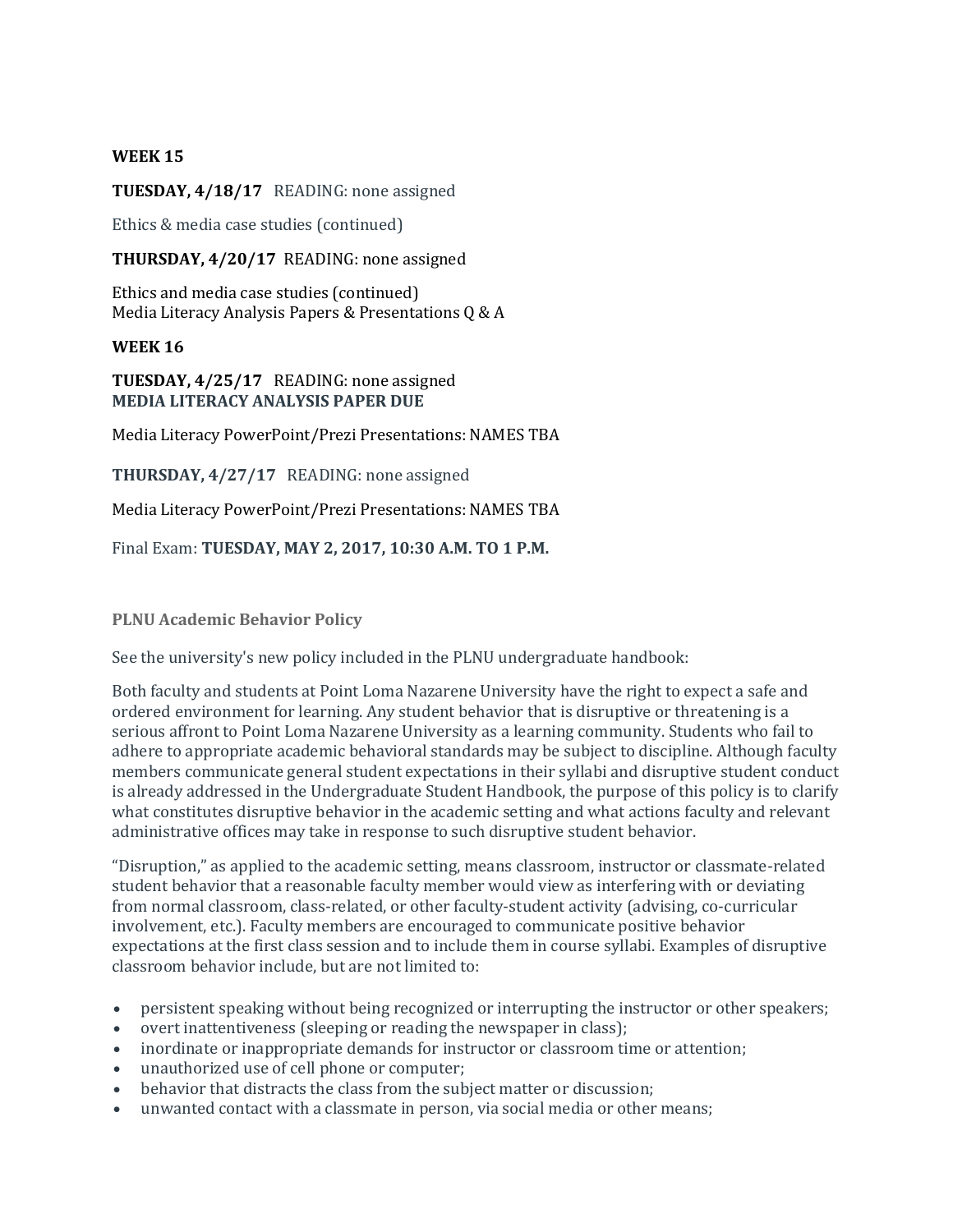**WEEK 15**

**TUESDAY, 4/18/17** READING: none assigned

Ethics & media case studies (continued)

**THURSDAY, 4/20/17** READING: none assigned

Ethics and media case studies (continued)
Media Literacy Analysis Papers & Presentations Q & A

**WEEK 16**

**TUESDAY, 4/25/17** READING: none assigned
**MEDIA LITERACY ANALYSIS PAPER DUE**

Media Literacy PowerPoint/Prezi Presentations: NAMES TBA

**THURSDAY, 4/27/17** READING: none assigned

Media Literacy PowerPoint/Prezi Presentations: NAMES TBA

Final Exam: **TUESDAY, MAY 2, 2017, 10:30 A.M. TO 1 P.M.**

## PLNU Academic Behavior Policy

See the university's new policy included in the PLNU undergraduate handbook:

Both faculty and students at Point Loma Nazarene University have the right to expect a safe and ordered environment for learning. Any student behavior that is disruptive or threatening is a serious affront to Point Loma Nazarene University as a learning community. Students who fail to adhere to appropriate academic behavioral standards may be subject to discipline. Although faculty members communicate general student expectations in their syllabi and disruptive student conduct is already addressed in the Undergraduate Student Handbook, the purpose of this policy is to clarify what constitutes disruptive behavior in the academic setting and what actions faculty and relevant administrative offices may take in response to such disruptive student behavior.

"Disruption," as applied to the academic setting, means classroom, instructor or classmate-related student behavior that a reasonable faculty member would view as interfering with or deviating from normal classroom, class-related, or other faculty-student activity (advising, co-curricular involvement, etc.). Faculty members are encouraged to communicate positive behavior expectations at the first class session and to include them in course syllabi. Examples of disruptive classroom behavior include, but are not limited to:

- persistent speaking without being recognized or interrupting the instructor or other speakers;
- overt inattentiveness (sleeping or reading the newspaper in class);
- inordinate or inappropriate demands for instructor or classroom time or attention;
- unauthorized use of cell phone or computer;
- behavior that distracts the class from the subject matter or discussion;
- unwanted contact with a classmate in person, via social media or other means;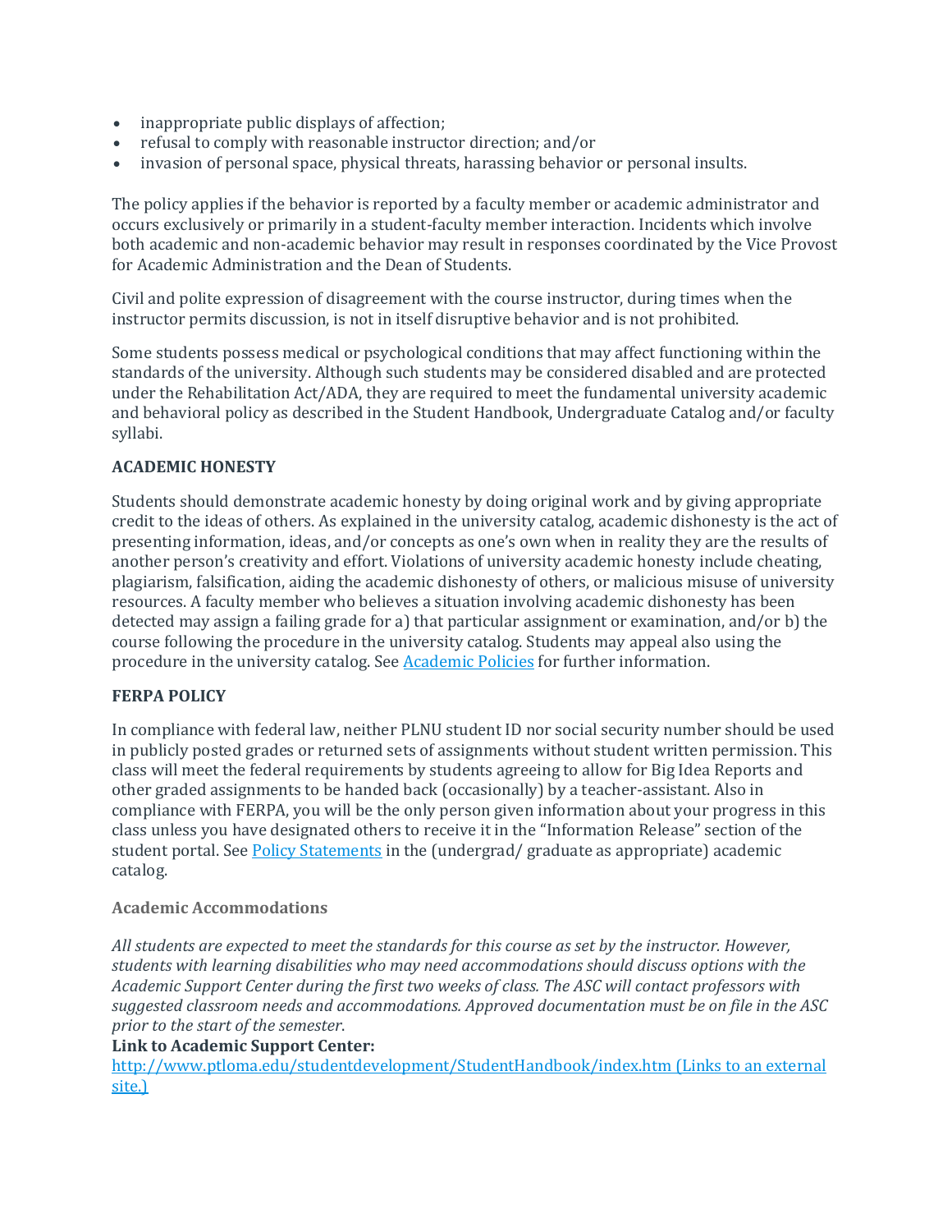- inappropriate public displays of affection;
- refusal to comply with reasonable instructor direction; and/or
- invasion of personal space, physical threats, harassing behavior or personal insults.

The policy applies if the behavior is reported by a faculty member or academic administrator and occurs exclusively or primarily in a student-faculty member interaction. Incidents which involve both academic and non-academic behavior may result in responses coordinated by the Vice Provost for Academic Administration and the Dean of Students.

Civil and polite expression of disagreement with the course instructor, during times when the instructor permits discussion, is not in itself disruptive behavior and is not prohibited.

Some students possess medical or psychological conditions that may affect functioning within the standards of the university. Although such students may be considered disabled and are protected under the Rehabilitation Act/ADA, they are required to meet the fundamental university academic and behavioral policy as described in the Student Handbook, Undergraduate Catalog and/or faculty syllabi.

**ACADEMIC HONESTY**

Students should demonstrate academic honesty by doing original work and by giving appropriate credit to the ideas of others. As explained in the university catalog, academic dishonesty is the act of presenting information, ideas, and/or concepts as one's own when in reality they are the results of another person's creativity and effort. Violations of university academic honesty include cheating, plagiarism, falsification, aiding the academic dishonesty of others, or malicious misuse of university resources. A faculty member who believes a situation involving academic dishonesty has been detected may assign a failing grade for a) that particular assignment or examination, and/or b) the course following the procedure in the university catalog. Students may appeal also using the procedure in the university catalog. See [Academic Policies] for further information.

**FERPA POLICY**

In compliance with federal law, neither PLNU student ID nor social security number should be used in publicly posted grades or returned sets of assignments without student written permission. This class will meet the federal requirements by students agreeing to allow for Big Idea Reports and other graded assignments to be handed back (occasionally) by a teacher-assistant. Also in compliance with FERPA, you will be the only person given information about your progress in this class unless you have designated others to receive it in the "Information Release" section of the student portal. See [Policy Statements] in the (undergrad/ graduate as appropriate) academic catalog.

**Academic Accommodations**

*All students are expected to meet the standards for this course as set by the instructor. However, students with learning disabilities who may need accommodations should discuss options with the Academic Support Center during the first two weeks of class. The ASC will contact professors with suggested classroom needs and accommodations. Approved documentation must be on file in the ASC prior to the start of the semester.*

**Link to Academic Support Center:**
[http://www.ptloma.edu/studentdevelopment/StudentHandbook/index.htm (Links to an external site.)]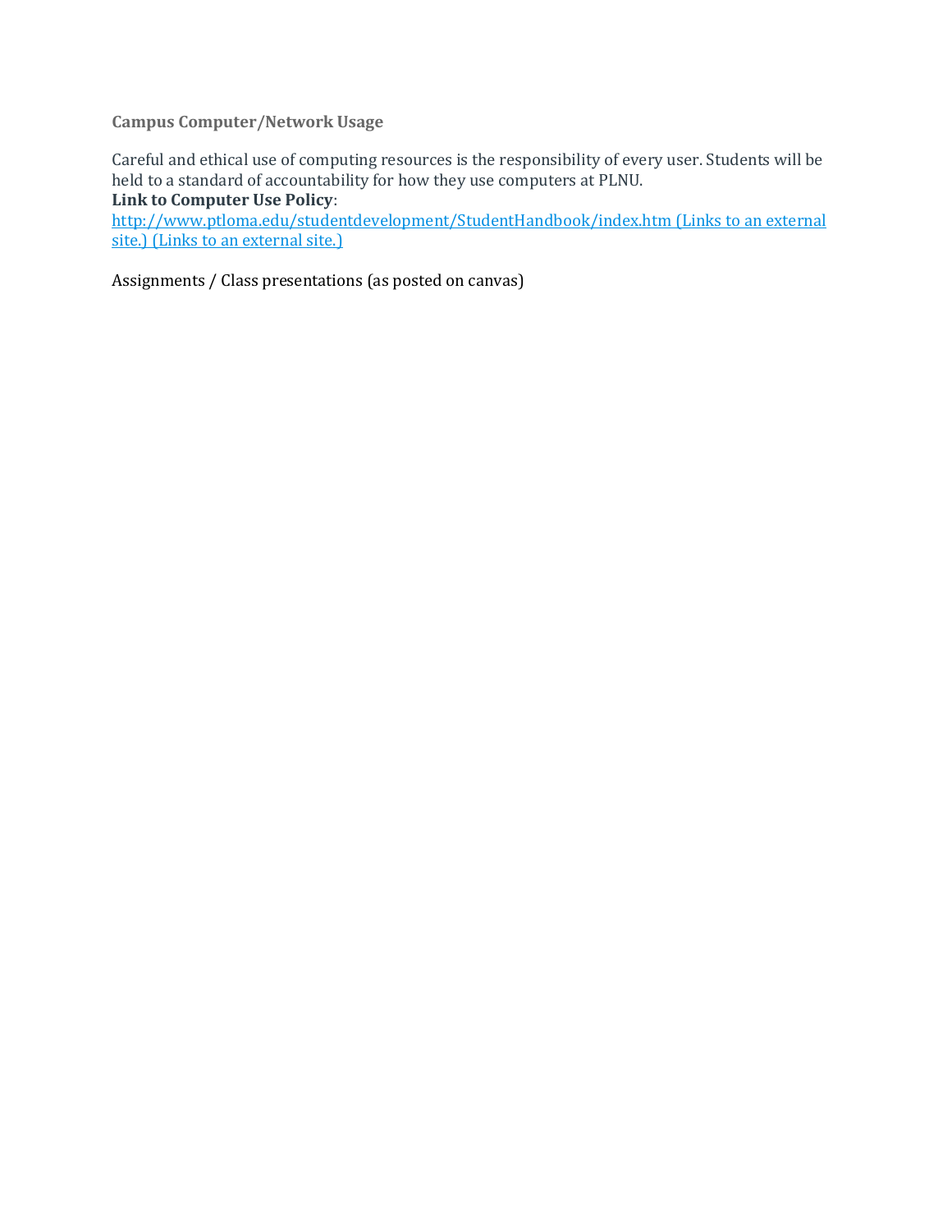### Campus Computer/Network Usage

Careful and ethical use of computing resources is the responsibility of every user. Students will be held to a standard of accountability for how they use computers at PLNU.
**Link to Computer Use Policy**:
[http://www.ptloma.edu/studentdevelopment/StudentHandbook/index.htm (Links to an external site.) (Links to an external site.)](http://www.ptloma.edu/studentdevelopment/StudentHandbook/index.htm)

Assignments / Class presentations (as posted on canvas)